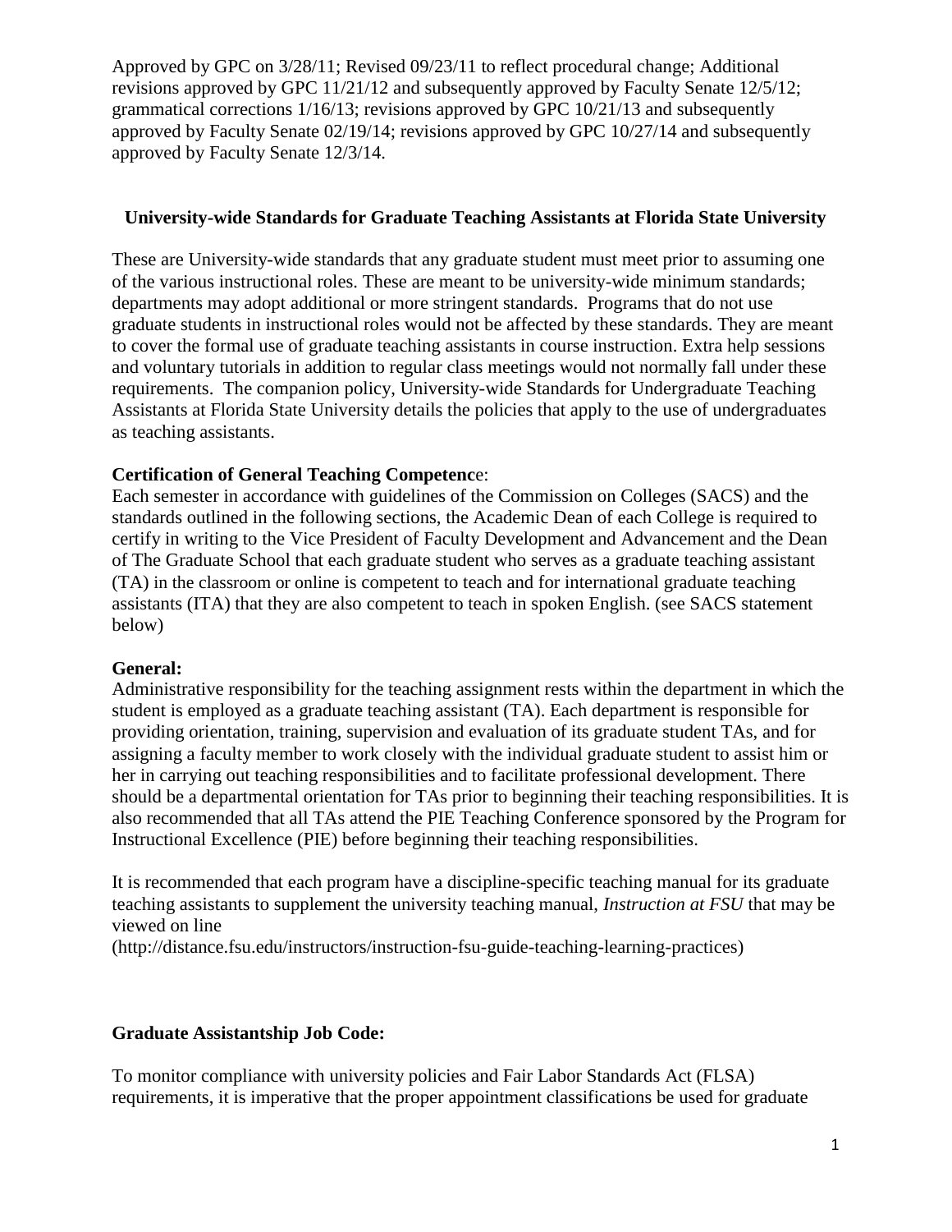Approved by GPC on 3/28/11; Revised 09/23/11 to reflect procedural change; Additional revisions approved by GPC 11/21/12 and subsequently approved by Faculty Senate 12/5/12; grammatical corrections 1/16/13; revisions approved by GPC 10/21/13 and subsequently approved by Faculty Senate 02/19/14; revisions approved by GPC 10/27/14 and subsequently approved by Faculty Senate 12/3/14.

# University-wide Standards for Graduate Teaching Assistants at Florida State University

These are University-wide standards that any graduate student must meet prior to assuming one of the various instructional roles. These are meant to be university-wide minimum standards; departments may adopt additional or more stringent standards. Programs that do not use graduate students in instructional roles would not be affected by these standards. They are meant to cover the formal use of graduate teaching assistants in course instruction. Extra help sessions and voluntary tutorials in addition to regular class meetings would not normally fall under these requirements. The companion policy, University-wide Standards for Undergraduate Teaching Assistants at Florida State University details the policies that apply to the use of undergraduates as teaching assistants.

**Certification of General Teaching Competence**:
Each semester in accordance with guidelines of the Commission on Colleges (SACS) and the standards outlined in the following sections, the Academic Dean of each College is required to certify in writing to the Vice President of Faculty Development and Advancement and the Dean of The Graduate School that each graduate student who serves as a graduate teaching assistant (TA) in the classroom or online is competent to teach and for international graduate teaching assistants (ITA) that they are also competent to teach in spoken English. (see SACS statement below)

**General:**
Administrative responsibility for the teaching assignment rests within the department in which the student is employed as a graduate teaching assistant (TA). Each department is responsible for providing orientation, training, supervision and evaluation of its graduate student TAs, and for assigning a faculty member to work closely with the individual graduate student to assist him or her in carrying out teaching responsibilities and to facilitate professional development. There should be a departmental orientation for TAs prior to beginning their teaching responsibilities. It is also recommended that all TAs attend the PIE Teaching Conference sponsored by the Program for Instructional Excellence (PIE) before beginning their teaching responsibilities.

It is recommended that each program have a discipline-specific teaching manual for its graduate teaching assistants to supplement the university teaching manual, *Instruction at FSU* that may be viewed on line
(http://distance.fsu.edu/instructors/instruction-fsu-guide-teaching-learning-practices)

**Graduate Assistantship Job Code:**

To monitor compliance with university policies and Fair Labor Standards Act (FLSA) requirements, it is imperative that the proper appointment classifications be used for graduate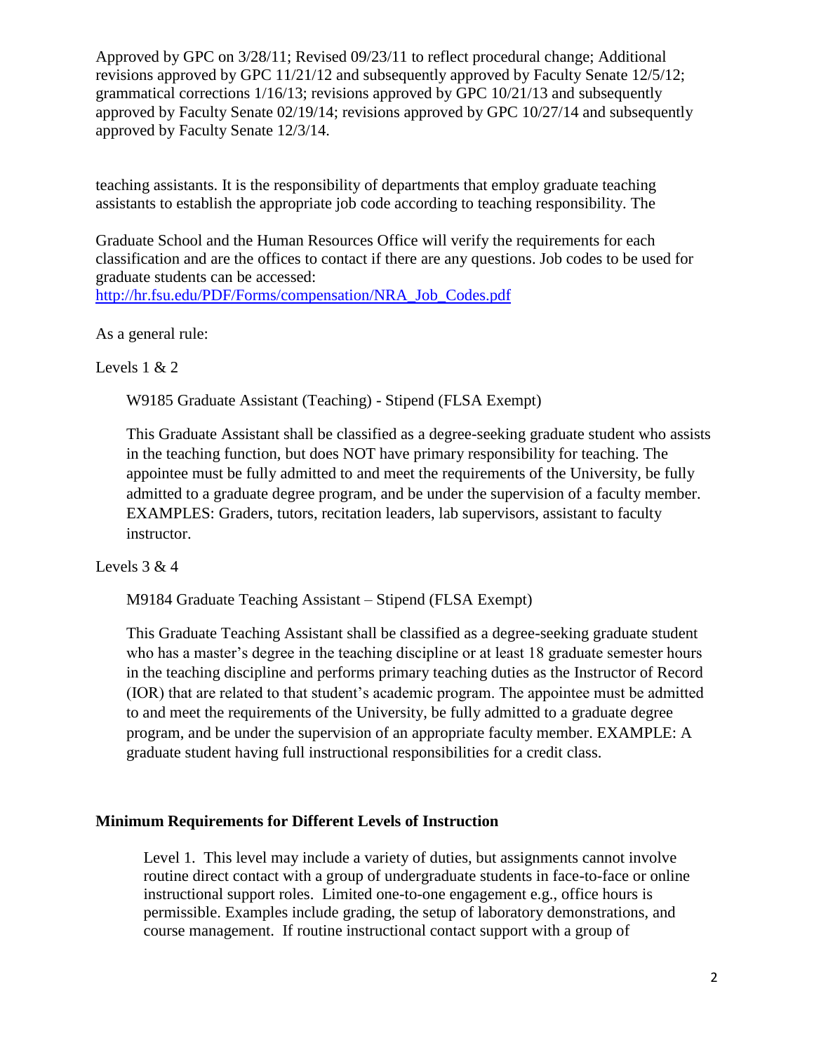teaching assistants. It is the responsibility of departments that employ graduate teaching assistants to establish the appropriate job code according to teaching responsibility. The

Graduate School and the Human Resources Office will verify the requirements for each classification and are the offices to contact if there are any questions. Job codes to be used for graduate students can be accessed:
http://hr.fsu.edu/PDF/Forms/compensation/NRA_Job_Codes.pdf

As a general rule:

Levels 1 & 2

W9185 Graduate Assistant (Teaching) - Stipend (FLSA Exempt)

This Graduate Assistant shall be classified as a degree-seeking graduate student who assists in the teaching function, but does NOT have primary responsibility for teaching. The appointee must be fully admitted to and meet the requirements of the University, be fully admitted to a graduate degree program, and be under the supervision of a faculty member. EXAMPLES: Graders, tutors, recitation leaders, lab supervisors, assistant to faculty instructor.

Levels 3 & 4

M9184 Graduate Teaching Assistant – Stipend (FLSA Exempt)

This Graduate Teaching Assistant shall be classified as a degree-seeking graduate student who has a master's degree in the teaching discipline or at least 18 graduate semester hours in the teaching discipline and performs primary teaching duties as the Instructor of Record (IOR) that are related to that student's academic program. The appointee must be admitted to and meet the requirements of the University, be fully admitted to a graduate degree program, and be under the supervision of an appropriate faculty member. EXAMPLE: A graduate student having full instructional responsibilities for a credit class.

**Minimum Requirements for Different Levels of Instruction**

Level 1. This level may include a variety of duties, but assignments cannot involve routine direct contact with a group of undergraduate students in face-to-face or online instructional support roles. Limited one-to-one engagement e.g., office hours is permissible. Examples include grading, the setup of laboratory demonstrations, and course management. If routine instructional contact support with a group of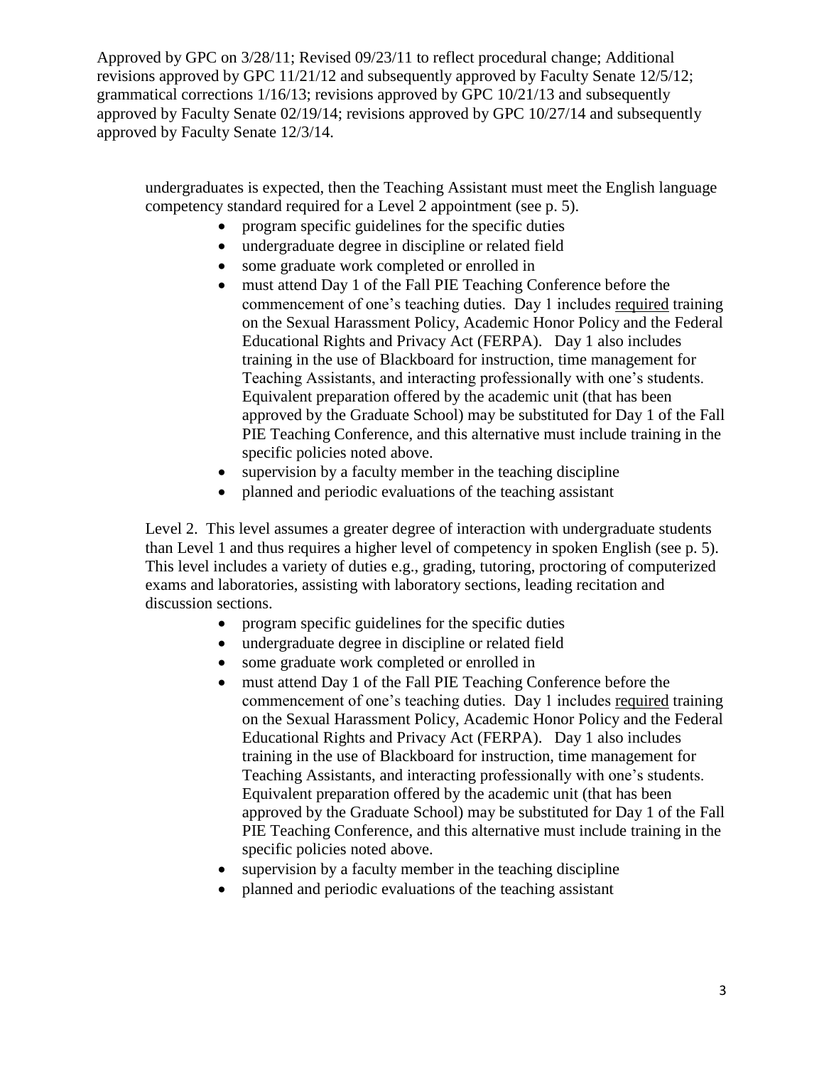Approved by GPC on 3/28/11; Revised 09/23/11 to reflect procedural change; Additional revisions approved by GPC 11/21/12 and subsequently approved by Faculty Senate 12/5/12; grammatical corrections 1/16/13; revisions approved by GPC 10/21/13 and subsequently approved by Faculty Senate 02/19/14; revisions approved by GPC 10/27/14 and subsequently approved by Faculty Senate 12/3/14.

undergraduates is expected, then the Teaching Assistant must meet the English language competency standard required for a Level 2 appointment (see p. 5).

- program specific guidelines for the specific duties
- undergraduate degree in discipline or related field
- some graduate work completed or enrolled in
- must attend Day 1 of the Fall PIE Teaching Conference before the commencement of one's teaching duties. Day 1 includes required training on the Sexual Harassment Policy, Academic Honor Policy and the Federal Educational Rights and Privacy Act (FERPA). Day 1 also includes training in the use of Blackboard for instruction, time management for Teaching Assistants, and interacting professionally with one's students. Equivalent preparation offered by the academic unit (that has been approved by the Graduate School) may be substituted for Day 1 of the Fall PIE Teaching Conference, and this alternative must include training in the specific policies noted above.
- supervision by a faculty member in the teaching discipline
- planned and periodic evaluations of the teaching assistant

Level 2. This level assumes a greater degree of interaction with undergraduate students than Level 1 and thus requires a higher level of competency in spoken English (see p. 5). This level includes a variety of duties e.g., grading, tutoring, proctoring of computerized exams and laboratories, assisting with laboratory sections, leading recitation and discussion sections.

- program specific guidelines for the specific duties
- undergraduate degree in discipline or related field
- some graduate work completed or enrolled in
- must attend Day 1 of the Fall PIE Teaching Conference before the commencement of one's teaching duties. Day 1 includes required training on the Sexual Harassment Policy, Academic Honor Policy and the Federal Educational Rights and Privacy Act (FERPA). Day 1 also includes training in the use of Blackboard for instruction, time management for Teaching Assistants, and interacting professionally with one's students. Equivalent preparation offered by the academic unit (that has been approved by the Graduate School) may be substituted for Day 1 of the Fall PIE Teaching Conference, and this alternative must include training in the specific policies noted above.
- supervision by a faculty member in the teaching discipline
- planned and periodic evaluations of the teaching assistant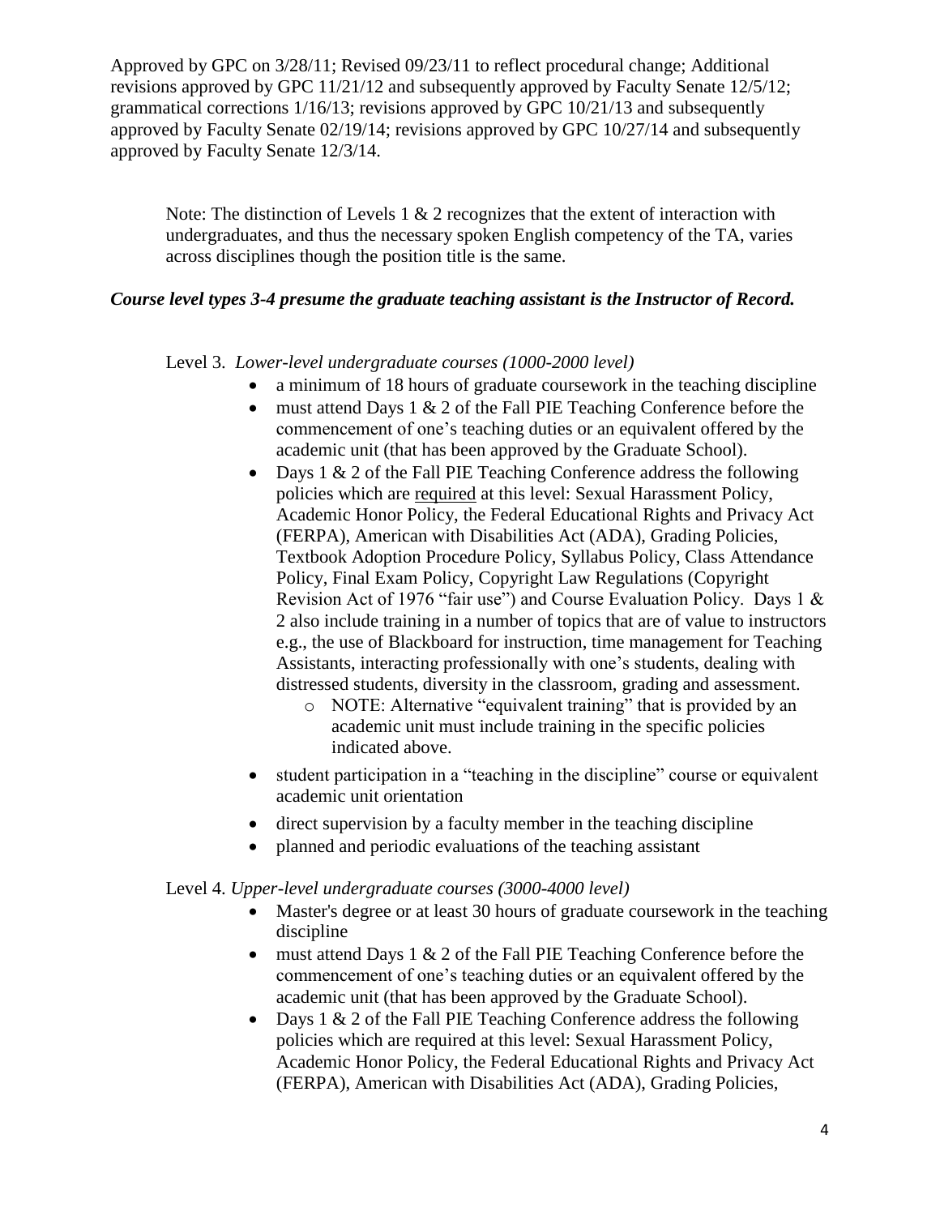Approved by GPC on 3/28/11; Revised 09/23/11 to reflect procedural change; Additional revisions approved by GPC 11/21/12 and subsequently approved by Faculty Senate 12/5/12; grammatical corrections 1/16/13; revisions approved by GPC 10/21/13 and subsequently approved by Faculty Senate 02/19/14; revisions approved by GPC 10/27/14 and subsequently approved by Faculty Senate 12/3/14.

Note: The distinction of Levels 1 & 2 recognizes that the extent of interaction with undergraduates, and thus the necessary spoken English competency of the TA, varies across disciplines though the position title is the same.

***Course level types 3-4 presume the graduate teaching assistant is the Instructor of Record.***

Level 3. *Lower-level undergraduate courses (1000-2000 level)*

- a minimum of 18 hours of graduate coursework in the teaching discipline
- must attend Days 1 & 2 of the Fall PIE Teaching Conference before the commencement of one's teaching duties or an equivalent offered by the academic unit (that has been approved by the Graduate School).
- Days 1 & 2 of the Fall PIE Teaching Conference address the following policies which are <u>required</u> at this level: Sexual Harassment Policy, Academic Honor Policy, the Federal Educational Rights and Privacy Act (FERPA), American with Disabilities Act (ADA), Grading Policies, Textbook Adoption Procedure Policy, Syllabus Policy, Class Attendance Policy, Final Exam Policy, Copyright Law Regulations (Copyright Revision Act of 1976 "fair use") and Course Evaluation Policy. Days 1 & 2 also include training in a number of topics that are of value to instructors e.g., the use of Blackboard for instruction, time management for Teaching Assistants, interacting professionally with one's students, dealing with distressed students, diversity in the classroom, grading and assessment.
    - NOTE: Alternative "equivalent training" that is provided by an academic unit must include training in the specific policies indicated above.
- student participation in a "teaching in the discipline" course or equivalent academic unit orientation
- direct supervision by a faculty member in the teaching discipline
- planned and periodic evaluations of the teaching assistant

Level 4. *Upper-level undergraduate courses (3000-4000 level)*

- Master's degree or at least 30 hours of graduate coursework in the teaching discipline
- must attend Days 1 & 2 of the Fall PIE Teaching Conference before the commencement of one's teaching duties or an equivalent offered by the academic unit (that has been approved by the Graduate School).
- Days 1 & 2 of the Fall PIE Teaching Conference address the following policies which are required at this level: Sexual Harassment Policy, Academic Honor Policy, the Federal Educational Rights and Privacy Act (FERPA), American with Disabilities Act (ADA), Grading Policies,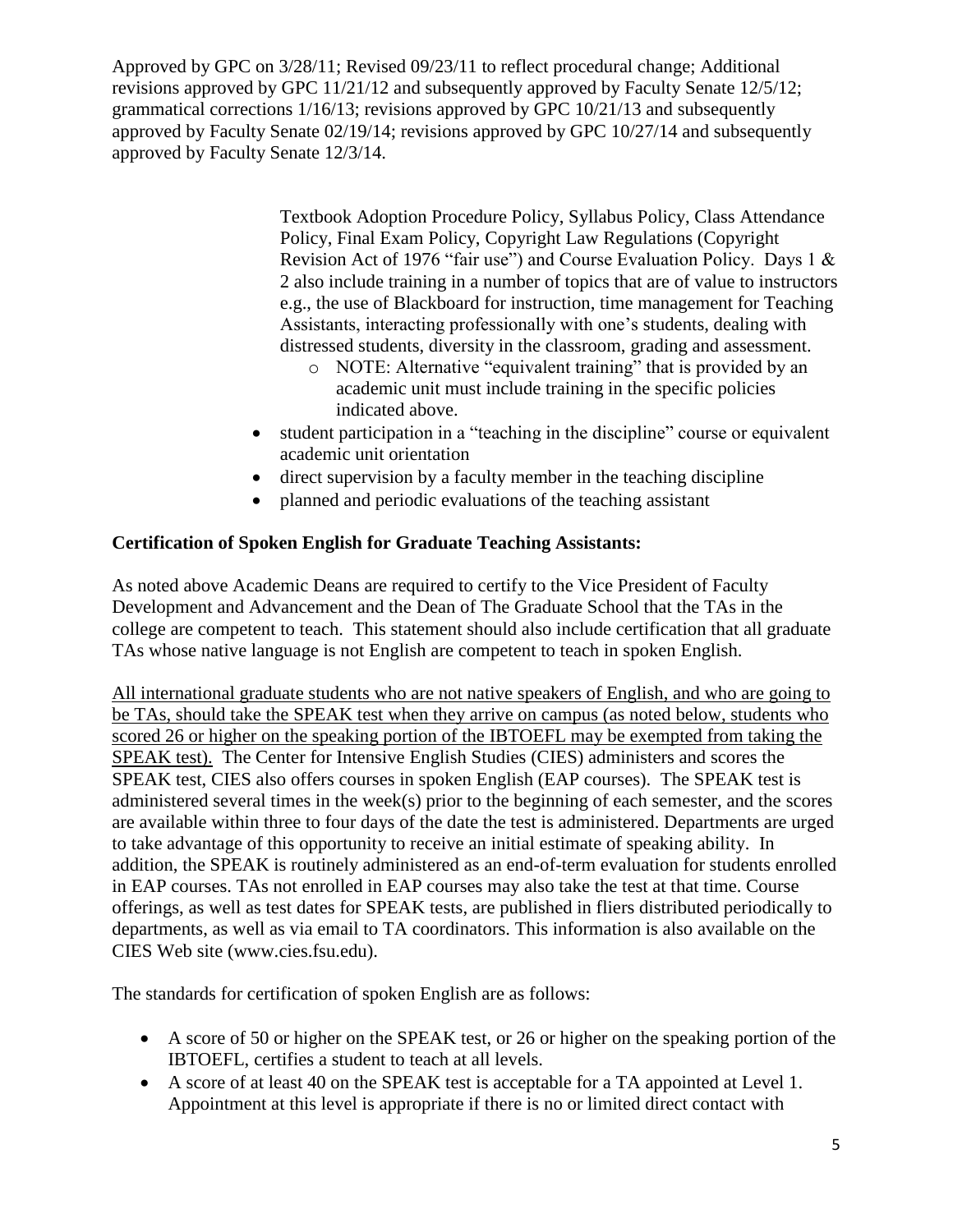Approved by GPC on 3/28/11; Revised 09/23/11 to reflect procedural change; Additional revisions approved by GPC 11/21/12 and subsequently approved by Faculty Senate 12/5/12; grammatical corrections 1/16/13; revisions approved by GPC 10/21/13 and subsequently approved by Faculty Senate 02/19/14; revisions approved by GPC 10/27/14 and subsequently approved by Faculty Senate 12/3/14.

Textbook Adoption Procedure Policy, Syllabus Policy, Class Attendance Policy, Final Exam Policy, Copyright Law Regulations (Copyright Revision Act of 1976 "fair use") and Course Evaluation Policy. Days 1 & 2 also include training in a number of topics that are of value to instructors e.g., the use of Blackboard for instruction, time management for Teaching Assistants, interacting professionally with one's students, dealing with distressed students, diversity in the classroom, grading and assessment.

- NOTE: Alternative "equivalent training" that is provided by an academic unit must include training in the specific policies indicated above.

- student participation in a "teaching in the discipline" course or equivalent academic unit orientation
- direct supervision by a faculty member in the teaching discipline
- planned and periodic evaluations of the teaching assistant

**Certification of Spoken English for Graduate Teaching Assistants:**

As noted above Academic Deans are required to certify to the Vice President of Faculty Development and Advancement and the Dean of The Graduate School that the TAs in the college are competent to teach. This statement should also include certification that all graduate TAs whose native language is not English are competent to teach in spoken English.

<u>All international graduate students who are not native speakers of English, and who are going to be TAs, should take the SPEAK test when they arrive on campus (as noted below, students who scored 26 or higher on the speaking portion of the IBTOEFL may be exempted from taking the SPEAK test).</u> The Center for Intensive English Studies (CIES) administers and scores the SPEAK test, CIES also offers courses in spoken English (EAP courses). The SPEAK test is administered several times in the week(s) prior to the beginning of each semester, and the scores are available within three to four days of the date the test is administered. Departments are urged to take advantage of this opportunity to receive an initial estimate of speaking ability. In addition, the SPEAK is routinely administered as an end-of-term evaluation for students enrolled in EAP courses. TAs not enrolled in EAP courses may also take the test at that time. Course offerings, as well as test dates for SPEAK tests, are published in fliers distributed periodically to departments, as well as via email to TA coordinators. This information is also available on the CIES Web site (www.cies.fsu.edu).

The standards for certification of spoken English are as follows:

- A score of 50 or higher on the SPEAK test, or 26 or higher on the speaking portion of the IBTOEFL, certifies a student to teach at all levels.
- A score of at least 40 on the SPEAK test is acceptable for a TA appointed at Level 1. Appointment at this level is appropriate if there is no or limited direct contact with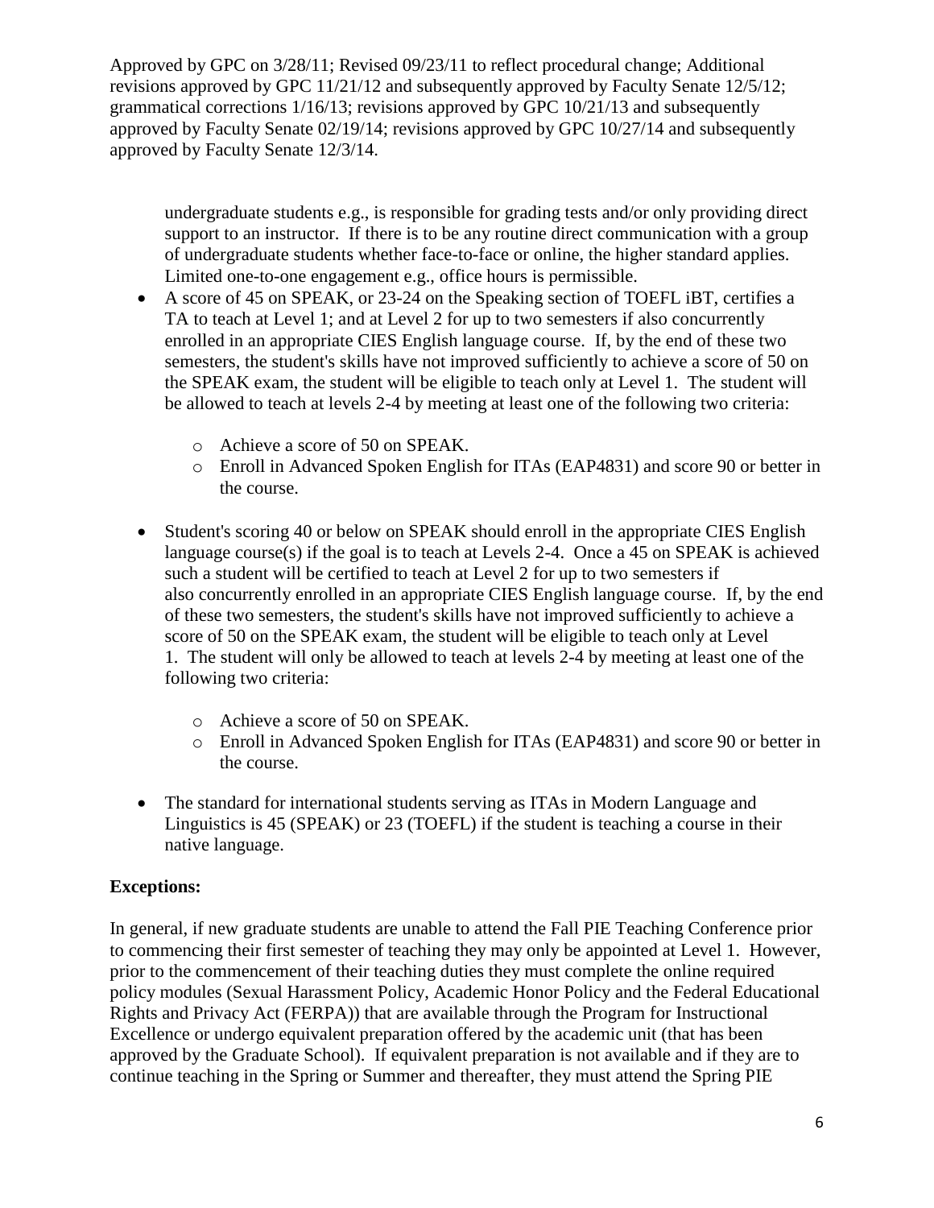undergraduate students e.g., is responsible for grading tests and/or only providing direct support to an instructor. If there is to be any routine direct communication with a group of undergraduate students whether face-to-face or online, the higher standard applies. Limited one-to-one engagement e.g., office hours is permissible.

- A score of 45 on SPEAK, or 23-24 on the Speaking section of TOEFL iBT, certifies a TA to teach at Level 1; and at Level 2 for up to two semesters if also concurrently enrolled in an appropriate CIES English language course. If, by the end of these two semesters, the student's skills have not improved sufficiently to achieve a score of 50 on the SPEAK exam, the student will be eligible to teach only at Level 1. The student will be allowed to teach at levels 2-4 by meeting at least one of the following two criteria:
    - Achieve a score of 50 on SPEAK.
    - Enroll in Advanced Spoken English for ITAs (EAP4831) and score 90 or better in the course.
- Student's scoring 40 or below on SPEAK should enroll in the appropriate CIES English language course(s) if the goal is to teach at Levels 2-4. Once a 45 on SPEAK is achieved such a student will be certified to teach at Level 2 for up to two semesters if also concurrently enrolled in an appropriate CIES English language course. If, by the end of these two semesters, the student's skills have not improved sufficiently to achieve a score of 50 on the SPEAK exam, the student will be eligible to teach only at Level 1. The student will only be allowed to teach at levels 2-4 by meeting at least one of the following two criteria:
    - Achieve a score of 50 on SPEAK.
    - Enroll in Advanced Spoken English for ITAs (EAP4831) and score 90 or better in the course.
- The standard for international students serving as ITAs in Modern Language and Linguistics is 45 (SPEAK) or 23 (TOEFL) if the student is teaching a course in their native language.

**Exceptions:**

In general, if new graduate students are unable to attend the Fall PIE Teaching Conference prior to commencing their first semester of teaching they may only be appointed at Level 1. However, prior to the commencement of their teaching duties they must complete the online required policy modules (Sexual Harassment Policy, Academic Honor Policy and the Federal Educational Rights and Privacy Act (FERPA)) that are available through the Program for Instructional Excellence or undergo equivalent preparation offered by the academic unit (that has been approved by the Graduate School). If equivalent preparation is not available and if they are to continue teaching in the Spring or Summer and thereafter, they must attend the Spring PIE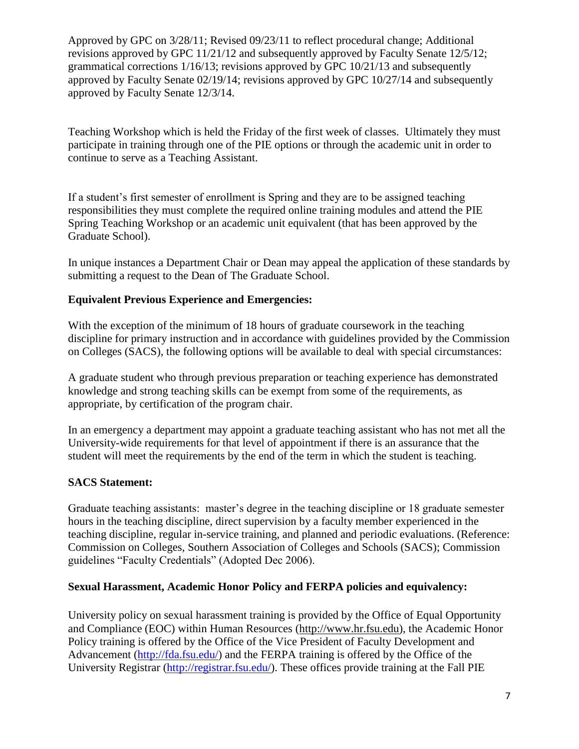Approved by GPC on 3/28/11; Revised 09/23/11 to reflect procedural change; Additional revisions approved by GPC 11/21/12 and subsequently approved by Faculty Senate 12/5/12; grammatical corrections 1/16/13; revisions approved by GPC 10/21/13 and subsequently approved by Faculty Senate 02/19/14; revisions approved by GPC 10/27/14 and subsequently approved by Faculty Senate 12/3/14.

Teaching Workshop which is held the Friday of the first week of classes. Ultimately they must participate in training through one of the PIE options or through the academic unit in order to continue to serve as a Teaching Assistant.

If a student's first semester of enrollment is Spring and they are to be assigned teaching responsibilities they must complete the required online training modules and attend the PIE Spring Teaching Workshop or an academic unit equivalent (that has been approved by the Graduate School).

In unique instances a Department Chair or Dean may appeal the application of these standards by submitting a request to the Dean of The Graduate School.

**Equivalent Previous Experience and Emergencies:**

With the exception of the minimum of 18 hours of graduate coursework in the teaching discipline for primary instruction and in accordance with guidelines provided by the Commission on Colleges (SACS), the following options will be available to deal with special circumstances:

A graduate student who through previous preparation or teaching experience has demonstrated knowledge and strong teaching skills can be exempt from some of the requirements, as appropriate, by certification of the program chair.

In an emergency a department may appoint a graduate teaching assistant who has not met all the University-wide requirements for that level of appointment if there is an assurance that the student will meet the requirements by the end of the term in which the student is teaching.

**SACS Statement:**

Graduate teaching assistants: master's degree in the teaching discipline or 18 graduate semester hours in the teaching discipline, direct supervision by a faculty member experienced in the teaching discipline, regular in-service training, and planned and periodic evaluations. (Reference: Commission on Colleges, Southern Association of Colleges and Schools (SACS); Commission guidelines "Faculty Credentials" (Adopted Dec 2006).

**Sexual Harassment, Academic Honor Policy and FERPA policies and equivalency:**

University policy on sexual harassment training is provided by the Office of Equal Opportunity and Compliance (EOC) within Human Resources (http://www.hr.fsu.edu), the Academic Honor Policy training is offered by the Office of the Vice President of Faculty Development and Advancement (http://fda.fsu.edu/) and the FERPA training is offered by the Office of the University Registrar (http://registrar.fsu.edu/). These offices provide training at the Fall PIE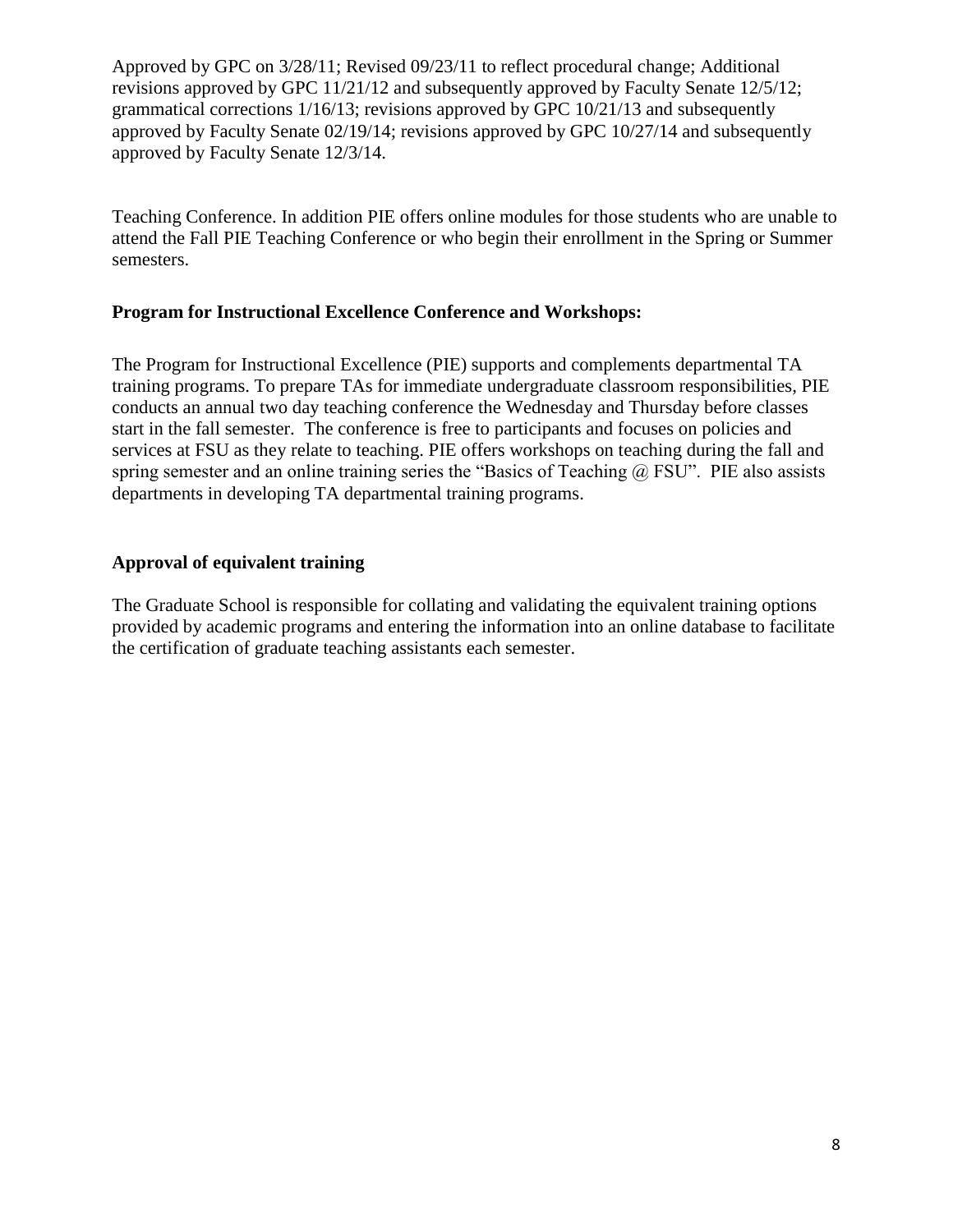Approved by GPC on 3/28/11; Revised 09/23/11 to reflect procedural change; Additional revisions approved by GPC 11/21/12 and subsequently approved by Faculty Senate 12/5/12; grammatical corrections 1/16/13; revisions approved by GPC 10/21/13 and subsequently approved by Faculty Senate 02/19/14; revisions approved by GPC 10/27/14 and subsequently approved by Faculty Senate 12/3/14.

Teaching Conference. In addition PIE offers online modules for those students who are unable to attend the Fall PIE Teaching Conference or who begin their enrollment in the Spring or Summer semesters.

**Program for Instructional Excellence Conference and Workshops:**

The Program for Instructional Excellence (PIE) supports and complements departmental TA training programs. To prepare TAs for immediate undergraduate classroom responsibilities, PIE conducts an annual two day teaching conference the Wednesday and Thursday before classes start in the fall semester. The conference is free to participants and focuses on policies and services at FSU as they relate to teaching. PIE offers workshops on teaching during the fall and spring semester and an online training series the "Basics of Teaching @ FSU". PIE also assists departments in developing TA departmental training programs.

**Approval of equivalent training**

The Graduate School is responsible for collating and validating the equivalent training options provided by academic programs and entering the information into an online database to facilitate the certification of graduate teaching assistants each semester.